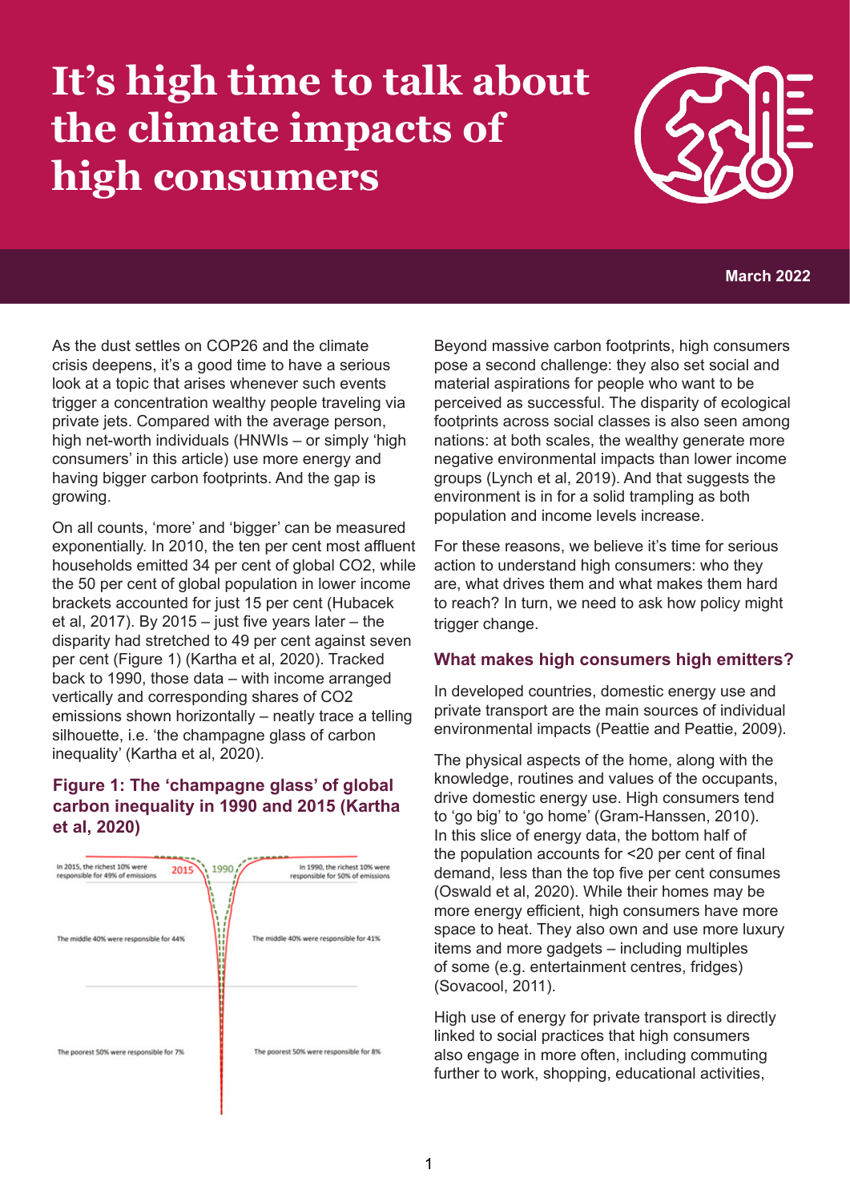# It's high time to talk about the climate impacts of high consumers

**March 2022**

As the dust settles on COP26 and the climate crisis deepens, it's a good time to have a serious look at a topic that arises whenever such events trigger a concentration wealthy people traveling via private jets. Compared with the average person, high net-worth individuals (HNWIs – or simply 'high consumers' in this article) use more energy and having bigger carbon footprints. And the gap is growing.

On all counts, 'more' and 'bigger' can be measured exponentially. In 2010, the ten per cent most affluent households emitted 34 per cent of global $CO_2$, while the 50 per cent of global population in lower income brackets accounted for just 15 per cent (Hubacek et al, 2017). By 2015 – just five years later – the disparity had stretched to 49 per cent against seven per cent (Figure 1) (Kartha et al, 2020). Tracked back to 1990, those data – with income arranged vertically and corresponding shares of $CO_2$ emissions shown horizontally – neatly trace a telling silhouette, i.e. 'the champagne glass of carbon inequality' (Kartha et al, 2020).

### Figure 1: The 'champagne glass' of global carbon inequality in 1990 and 2015 (Kartha et al, 2020)

In 2015, the richest 10% were responsible for 49% of emissions

2015

1990

In 1990, the richest 10% were responsible for 50% of emissions

The middle 40% were responsible for 44%

The middle 40% were responsible for 41%

The poorest 50% were responsible for 7%

The poorest 50% were responsible for 8%

Beyond massive carbon footprints, high consumers pose a second challenge: they also set social and material aspirations for people who want to be perceived as successful. The disparity of ecological footprints across social classes is also seen among nations: at both scales, the wealthy generate more negative environmental impacts than lower income groups (Lynch et al, 2019). And that suggests the environment is in for a solid trampling as both population and income levels increase.

For these reasons, we believe it's time for serious action to understand high consumers: who they are, what drives them and what makes them hard to reach? In turn, we need to ask how policy might trigger change.

### What makes high consumers high emitters?

In developed countries, domestic energy use and private transport are the main sources of individual environmental impacts (Peattie and Peattie, 2009).

The physical aspects of the home, along with the knowledge, routines and values of the occupants, drive domestic energy use. High consumers tend to 'go big' to 'go home' (Gram-Hanssen, 2010). In this slice of energy data, the bottom half of the population accounts for <20 per cent of final demand, less than the top five per cent consumes (Oswald et al, 2020). While their homes may be more energy efficient, high consumers have more space to heat. They also own and use more luxury items and more gadgets – including multiples of some (e.g. entertainment centres, fridges) (Sovacool, 2011).

High use of energy for private transport is directly linked to social practices that high consumers also engage in more often, including commuting further to work, shopping, educational activities,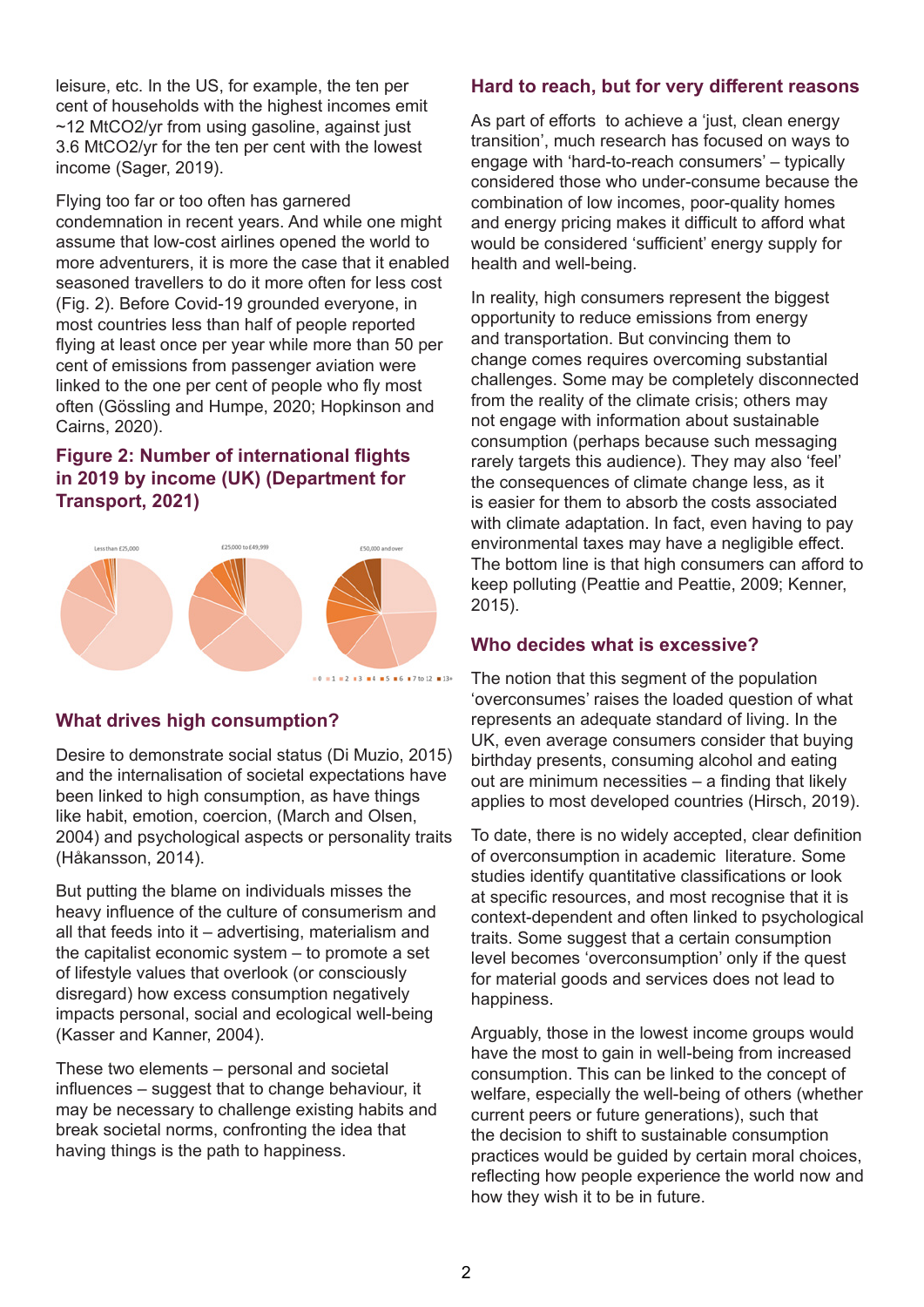leisure, etc. In the US, for example, the ten per cent of households with the highest incomes emit ~12 $MtCO_2$/yr from using gasoline, against just 3.6 $MtCO_2$/yr for the ten per cent with the lowest income (Sager, 2019).

Flying too far or too often has garnered condemnation in recent years. And while one might assume that low-cost airlines opened the world to more adventurers, it is more the case that it enabled seasoned travellers to do it more often for less cost (Fig. 2). Before Covid-19 grounded everyone, in most countries less than half of people reported flying at least once per year while more than 50 per cent of emissions from passenger aviation were linked to the one per cent of people who fly most often (Gössling and Humpe, 2020; Hopkinson and Cairns, 2020).

### Figure 2: Number of international flights in 2019 by income (UK) (Department for Transport, 2021)

Less than £25,000 | £25,000 to £49,999 | £50,000 and over

0 | 1 | 2 | 3 | 4 | 5 | 6 | 7 to 12 | 13+

## What drives high consumption?

Desire to demonstrate social status (Di Muzio, 2015) and the internalisation of societal expectations have been linked to high consumption, as have things like habit, emotion, coercion, (March and Olsen, 2004) and psychological aspects or personality traits (Håkansson, 2014).

But putting the blame on individuals misses the heavy influence of the culture of consumerism and all that feeds into it – advertising, materialism and the capitalist economic system – to promote a set of lifestyle values that overlook (or consciously disregard) how excess consumption negatively impacts personal, social and ecological well-being (Kasser and Kanner, 2004).

These two elements – personal and societal influences – suggest that to change behaviour, it may be necessary to challenge existing habits and break societal norms, confronting the idea that having things is the path to happiness.

## Hard to reach, but for very different reasons

As part of efforts to achieve a 'just, clean energy transition', much research has focused on ways to engage with 'hard-to-reach consumers' – typically considered those who under-consume because the combination of low incomes, poor-quality homes and energy pricing makes it difficult to afford what would be considered 'sufficient' energy supply for health and well-being.

In reality, high consumers represent the biggest opportunity to reduce emissions from energy and transportation. But convincing them to change comes requires overcoming substantial challenges. Some may be completely disconnected from the reality of the climate crisis; others may not engage with information about sustainable consumption (perhaps because such messaging rarely targets this audience). They may also 'feel' the consequences of climate change less, as it is easier for them to absorb the costs associated with climate adaptation. In fact, even having to pay environmental taxes may have a negligible effect. The bottom line is that high consumers can afford to keep polluting (Peattie and Peattie, 2009; Kenner, 2015).

## Who decides what is excessive?

The notion that this segment of the population 'overconsumes' raises the loaded question of what represents an adequate standard of living. In the UK, even average consumers consider that buying birthday presents, consuming alcohol and eating out are minimum necessities – a finding that likely applies to most developed countries (Hirsch, 2019).

To date, there is no widely accepted, clear definition of overconsumption in academic literature. Some studies identify quantitative classifications or look at specific resources, and most recognise that it is context-dependent and often linked to psychological traits. Some suggest that a certain consumption level becomes 'overconsumption' only if the quest for material goods and services does not lead to happiness.

Arguably, those in the lowest income groups would have the most to gain in well-being from increased consumption. This can be linked to the concept of welfare, especially the well-being of others (whether current peers or future generations), such that the decision to shift to sustainable consumption practices would be guided by certain moral choices, reflecting how people experience the world now and how they wish it to be in future.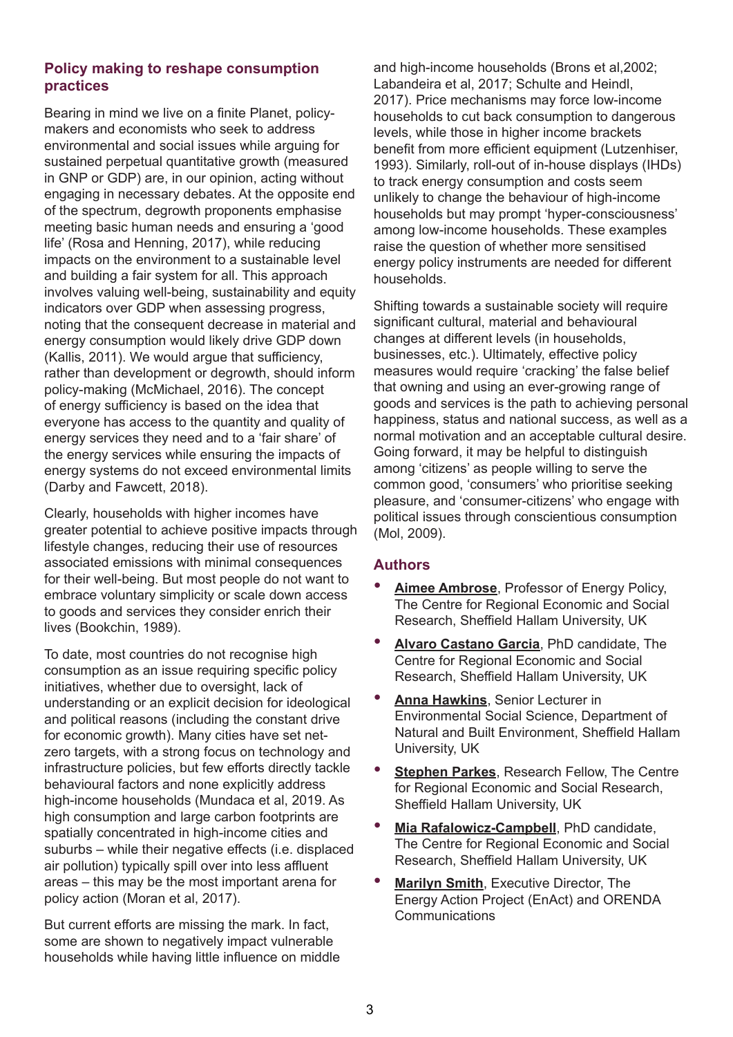## Policy making to reshape consumption practices

Bearing in mind we live on a finite Planet, policy-makers and economists who seek to address environmental and social issues while arguing for sustained perpetual quantitative growth (measured in GNP or GDP) are, in our opinion, acting without engaging in necessary debates. At the opposite end of the spectrum, degrowth proponents emphasise meeting basic human needs and ensuring a 'good life' (Rosa and Henning, 2017), while reducing impacts on the environment to a sustainable level and building a fair system for all. This approach involves valuing well-being, sustainability and equity indicators over GDP when assessing progress, noting that the consequent decrease in material and energy consumption would likely drive GDP down (Kallis, 2011). We would argue that sufficiency, rather than development or degrowth, should inform policy-making (McMichael, 2016). The concept of energy sufficiency is based on the idea that everyone has access to the quantity and quality of energy services they need and to a 'fair share' of the energy services while ensuring the impacts of energy systems do not exceed environmental limits (Darby and Fawcett, 2018).

Clearly, households with higher incomes have greater potential to achieve positive impacts through lifestyle changes, reducing their use of resources associated emissions with minimal consequences for their well-being. But most people do not want to embrace voluntary simplicity or scale down access to goods and services they consider enrich their lives (Bookchin, 1989).

To date, most countries do not recognise high consumption as an issue requiring specific policy initiatives, whether due to oversight, lack of understanding or an explicit decision for ideological and political reasons (including the constant drive for economic growth). Many cities have set net-zero targets, with a strong focus on technology and infrastructure policies, but few efforts directly tackle behavioural factors and none explicitly address high-income households (Mundaca et al, 2019. As high consumption and large carbon footprints are spatially concentrated in high-income cities and suburbs – while their negative effects (i.e. displaced air pollution) typically spill over into less affluent areas – this may be the most important arena for policy action (Moran et al, 2017).

But current efforts are missing the mark. In fact, some are shown to negatively impact vulnerable households while having little influence on middle and high-income households (Brons et al,2002; Labandeira et al, 2017; Schulte and Heindl, 2017). Price mechanisms may force low-income households to cut back consumption to dangerous levels, while those in higher income brackets benefit from more efficient equipment (Lutzenhiser, 1993). Similarly, roll-out of in-house displays (IHDs) to track energy consumption and costs seem unlikely to change the behaviour of high-income households but may prompt 'hyper-consciousness' among low-income households. These examples raise the question of whether more sensitised energy policy instruments are needed for different households.

Shifting towards a sustainable society will require significant cultural, material and behavioural changes at different levels (in households, businesses, etc.). Ultimately, effective policy measures would require 'cracking' the false belief that owning and using an ever-growing range of goods and services is the path to achieving personal happiness, status and national success, as well as a normal motivation and an acceptable cultural desire. Going forward, it may be helpful to distinguish among 'citizens' as people willing to serve the common good, 'consumers' who prioritise seeking pleasure, and 'consumer-citizens' who engage with political issues through conscientious consumption (Mol, 2009).

## Authors

- **Aimee Ambrose**, Professor of Energy Policy, The Centre for Regional Economic and Social Research, Sheffield Hallam University, UK
- **Alvaro Castano Garcia**, PhD candidate, The Centre for Regional Economic and Social Research, Sheffield Hallam University, UK
- **Anna Hawkins**, Senior Lecturer in Environmental Social Science, Department of Natural and Built Environment, Sheffield Hallam University, UK
- **Stephen Parkes**, Research Fellow, The Centre for Regional Economic and Social Research, Sheffield Hallam University, UK
- **Mia Rafalowicz-Campbell**, PhD candidate, The Centre for Regional Economic and Social Research, Sheffield Hallam University, UK
- **Marilyn Smith**, Executive Director, The Energy Action Project (EnAct) and ORENDA Communications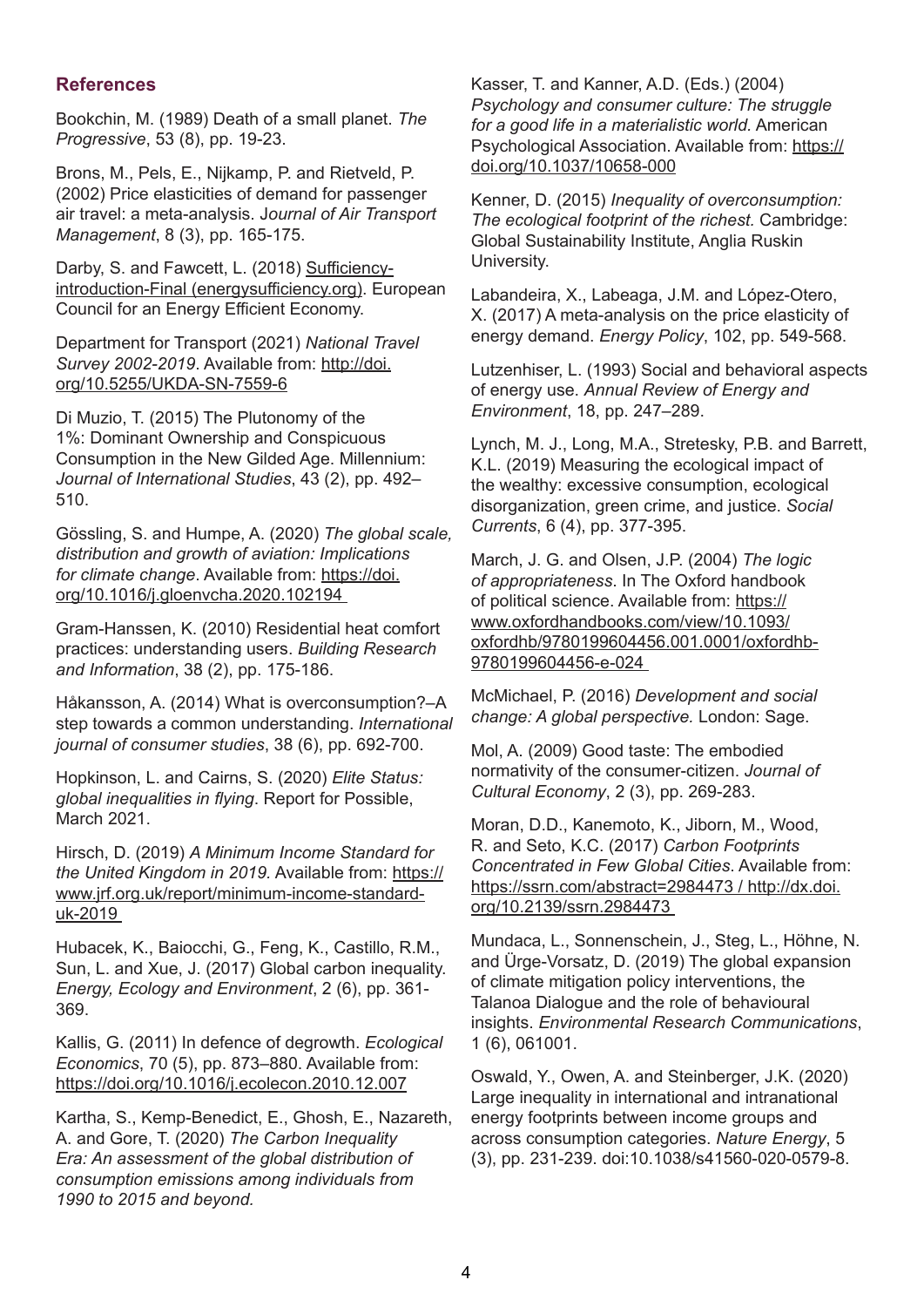## References

Bookchin, M. (1989) Death of a small planet. *The Progressive*, 53 (8), pp. 19-23.

Brons, M., Pels, E., Nijkamp, P. and Rietveld, P. (2002) Price elasticities of demand for passenger air travel: a meta-analysis. J*ournal of Air Transport Management*, 8 (3), pp. 165-175.

Darby, S. and Fawcett, L. (2018) Sufficiency-introduction-Final (energysufficiency.org). European Council for an Energy Efficient Economy.

Department for Transport (2021) *National Travel Survey 2002-2019*. Available from: http://doi.org/10.5255/UKDA-SN-7559-6

Di Muzio, T. (2015) The Plutonomy of the 1%: Dominant Ownership and Conspicuous Consumption in the New Gilded Age. Millennium: *Journal of International Studies*, 43 (2), pp. 492–510.

Gössling, S. and Humpe, A. (2020) *The global scale, distribution and growth of aviation: Implications for climate change*. Available from: https://doi.org/10.1016/j.gloenvcha.2020.102194

Gram-Hanssen, K. (2010) Residential heat comfort practices: understanding users. *Building Research and Information*, 38 (2), pp. 175-186.

Håkansson, A. (2014) What is overconsumption?–A step towards a common understanding. *International journal of consumer studies*, 38 (6), pp. 692-700.

Hopkinson, L. and Cairns, S. (2020) *Elite Status: global inequalities in flying*. Report for Possible, March 2021.

Hirsch, D. (2019) *A Minimum Income Standard for the United Kingdom in 2019.* Available from: https://www.jrf.org.uk/report/minimum-income-standard-uk-2019

Hubacek, K., Baiocchi, G., Feng, K., Castillo, R.M., Sun, L. and Xue, J. (2017) Global carbon inequality. *Energy, Ecology and Environment*, 2 (6), pp. 361-369.

Kallis, G. (2011) In defence of degrowth. *Ecological Economics*, 70 (5), pp. 873–880. Available from: https://doi.org/10.1016/j.ecolecon.2010.12.007

Kartha, S., Kemp-Benedict, E., Ghosh, E., Nazareth, A. and Gore, T. (2020) *The Carbon Inequality Era: An assessment of the global distribution of consumption emissions among individuals from 1990 to 2015 and beyond.*

Kasser, T. and Kanner, A.D. (Eds.) (2004) *Psychology and consumer culture: The struggle for a good life in a materialistic world.* American Psychological Association. Available from: https://doi.org/10.1037/10658-000

Kenner, D. (2015) *Inequality of overconsumption: The ecological footprint of the richest.* Cambridge: Global Sustainability Institute, Anglia Ruskin University.

Labandeira, X., Labeaga, J.M. and López-Otero, X. (2017) A meta-analysis on the price elasticity of energy demand. *Energy Policy*, 102, pp. 549-568.

Lutzenhiser, L. (1993) Social and behavioral aspects of energy use. *Annual Review of Energy and Environment*, 18, pp. 247–289.

Lynch, M. J., Long, M.A., Stretesky, P.B. and Barrett, K.L. (2019) Measuring the ecological impact of the wealthy: excessive consumption, ecological disorganization, green crime, and justice. *Social Currents*, 6 (4), pp. 377-395.

March, J. G. and Olsen, J.P. (2004) *The logic of appropriateness*. In The Oxford handbook of political science. Available from: https://www.oxfordhandbooks.com/view/10.1093/oxfordhb/9780199604456.001.0001/oxfordhb-9780199604456-e-024

McMichael, P. (2016) *Development and social change: A global perspective.* London: Sage.

Mol, A. (2009) Good taste: The embodied normativity of the consumer-citizen. *Journal of Cultural Economy*, 2 (3), pp. 269-283.

Moran, D.D., Kanemoto, K., Jiborn, M., Wood, R. and Seto, K.C. (2017) *Carbon Footprints Concentrated in Few Global Cities*. Available from: https://ssrn.com/abstract=2984473 / http://dx.doi.org/10.2139/ssrn.2984473

Mundaca, L., Sonnenschein, J., Steg, L., Höhne, N. and Ürge-Vorsatz, D. (2019) The global expansion of climate mitigation policy interventions, the Talanoa Dialogue and the role of behavioural insights. *Environmental Research Communications*, 1 (6), 061001.

Oswald, Y., Owen, A. and Steinberger, J.K. (2020) Large inequality in international and intranational energy footprints between income groups and across consumption categories. *Nature Energy*, 5 (3), pp. 231-239. doi:10.1038/s41560-020-0579-8.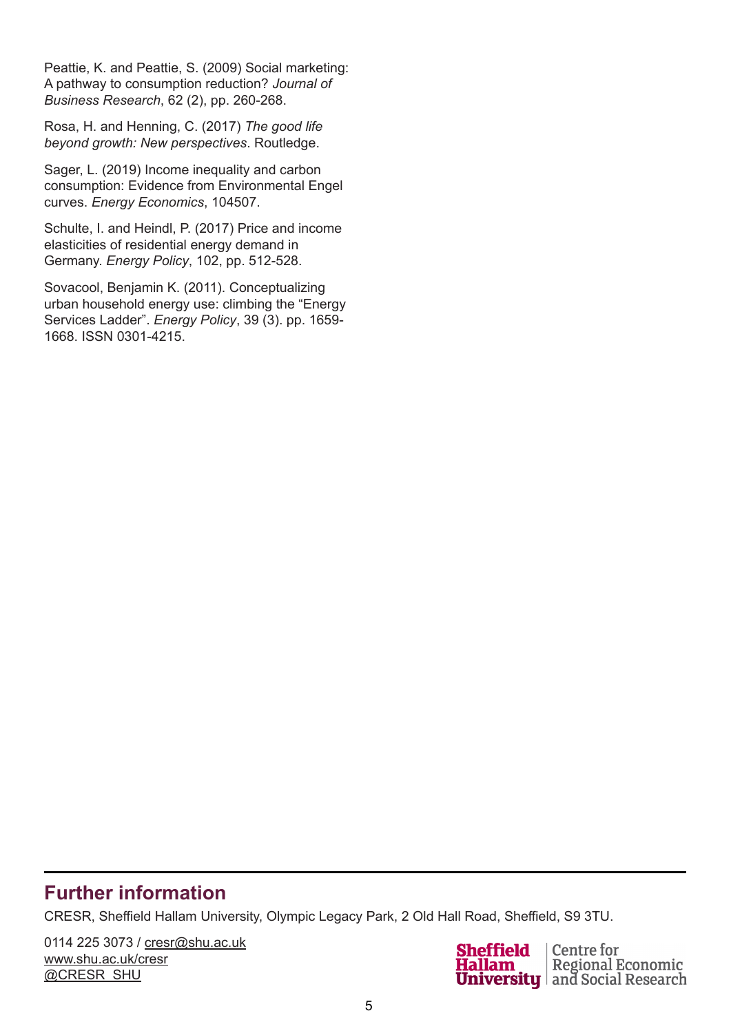Peattie, K. and Peattie, S. (2009) Social marketing: A pathway to consumption reduction? *Journal of Business Research*, 62 (2), pp. 260-268.

Rosa, H. and Henning, C. (2017) *The good life beyond growth: New perspectives*. Routledge.

Sager, L. (2019) Income inequality and carbon consumption: Evidence from Environmental Engel curves. *Energy Economics*, 104507.

Schulte, I. and Heindl, P. (2017) Price and income elasticities of residential energy demand in Germany. *Energy Policy*, 102, pp. 512-528.

Sovacool, Benjamin K. (2011). Conceptualizing urban household energy use: climbing the "Energy Services Ladder". *Energy Policy*, 39 (3). pp. 1659-1668. ISSN 0301-4215.

## Further information

CRESR, Sheffield Hallam University, Olympic Legacy Park, 2 Old Hall Road, Sheffield, S9 3TU.

0114 225 3073 / cresr@shu.ac.uk
www.shu.ac.uk/cresr
@CRESR_SHU

Sheffield Hallam University | Centre for Regional Economic and Social Research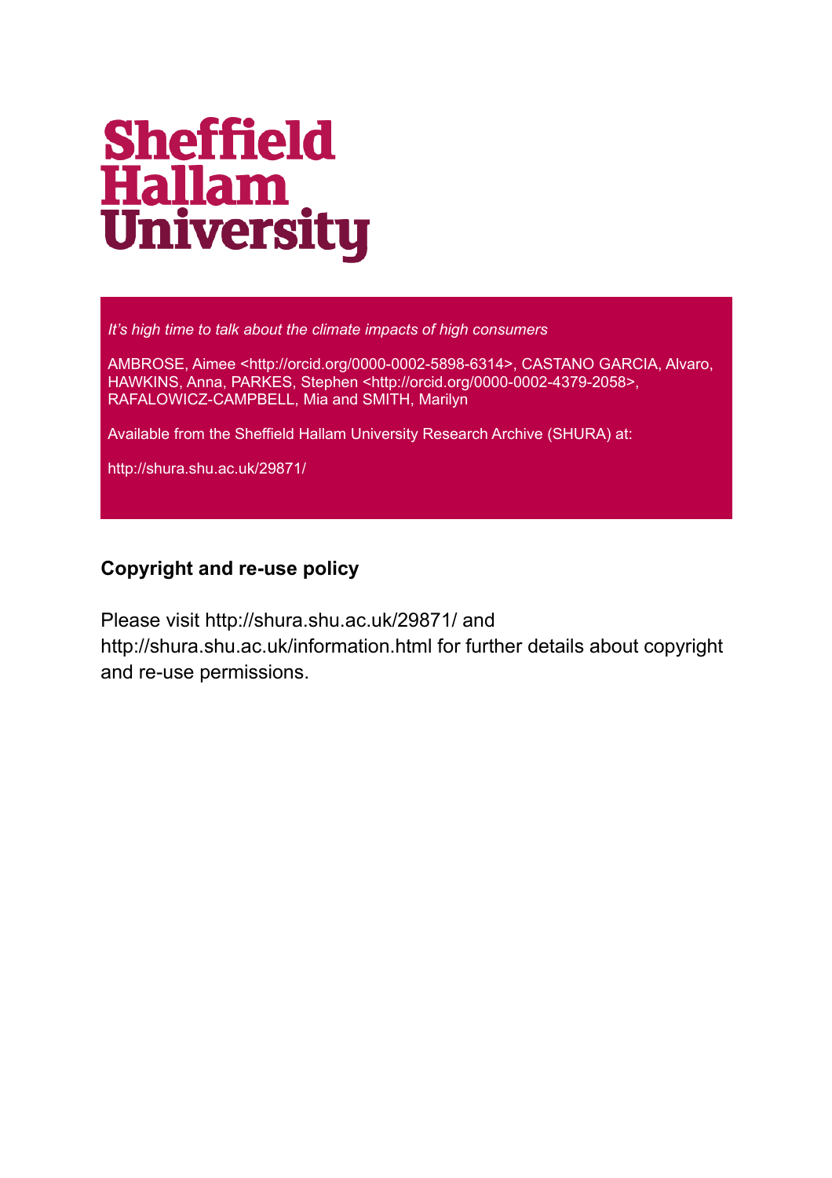Sheffield Hallam University

*It's high time to talk about the climate impacts of high consumers*

AMBROSE, Aimee <http://orcid.org/0000-0002-5898-6314>, CASTANO GARCIA, Alvaro, HAWKINS, Anna, PARKES, Stephen <http://orcid.org/0000-0002-4379-2058>, RAFALOWICZ-CAMPBELL, Mia and SMITH, Marilyn

Available from the Sheffield Hallam University Research Archive (SHURA) at:

http://shura.shu.ac.uk/29871/

## Copyright and re-use policy

Please visit http://shura.shu.ac.uk/29871/ and http://shura.shu.ac.uk/information.html for further details about copyright and re-use permissions.